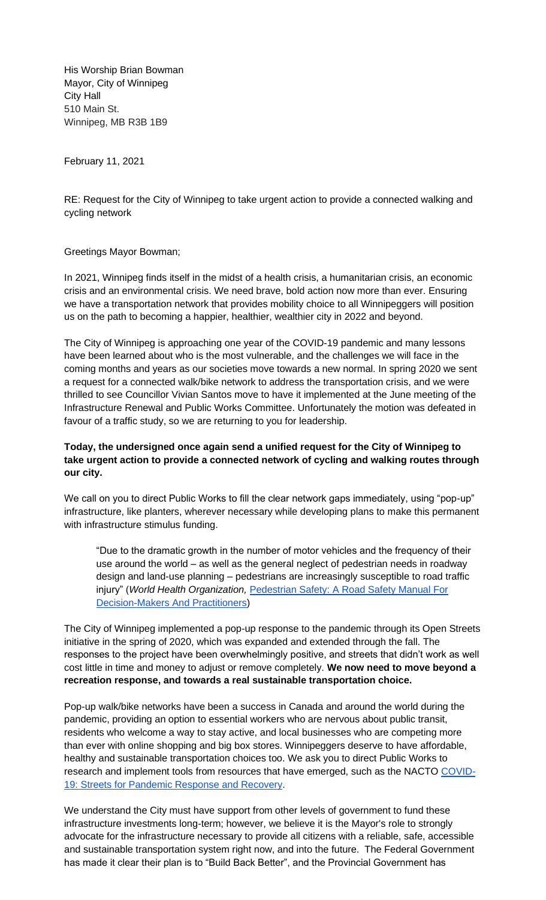His Worship Brian Bowman
Mayor, City of Winnipeg
City Hall
510 Main St.
Winnipeg, MB R3B 1B9

February 11, 2021

RE: Request for the City of Winnipeg to take urgent action to provide a connected walking and cycling network

Greetings Mayor Bowman;

In 2021, Winnipeg finds itself in the midst of a health crisis, a humanitarian crisis, an economic crisis and an environmental crisis. We need brave, bold action now more than ever. Ensuring we have a transportation network that provides mobility choice to all Winnipeggers will position us on the path to becoming a happier, healthier, wealthier city in 2022 and beyond.

The City of Winnipeg is approaching one year of the COVID-19 pandemic and many lessons have been learned about who is the most vulnerable, and the challenges we will face in the coming months and years as our societies move towards a new normal. In spring 2020 we sent a request for a connected walk/bike network to address the transportation crisis, and we were thrilled to see Councillor Vivian Santos move to have it implemented at the June meeting of the Infrastructure Renewal and Public Works Committee. Unfortunately the motion was defeated in favour of a traffic study, so we are returning to you for leadership.

**Today, the undersigned once again send a unified request for the City of Winnipeg to take urgent action to provide a connected network of cycling and walking routes through our city.**

We call on you to direct Public Works to fill the clear network gaps immediately, using "pop-up" infrastructure, like planters, wherever necessary while developing plans to make this permanent with infrastructure stimulus funding.

> "Due to the dramatic growth in the number of motor vehicles and the frequency of their use around the world – as well as the general neglect of pedestrian needs in roadway design and land-use planning – pedestrians are increasingly susceptible to road traffic injury" (*World Health Organization,* Pedestrian Safety: A Road Safety Manual For Decision-Makers And Practitioners)

The City of Winnipeg implemented a pop-up response to the pandemic through its Open Streets initiative in the spring of 2020, which was expanded and extended through the fall. The responses to the project have been overwhelmingly positive, and streets that didn't work as well cost little in time and money to adjust or remove completely. **We now need to move beyond a recreation response, and towards a real sustainable transportation choice.**

Pop-up walk/bike networks have been a success in Canada and around the world during the pandemic, providing an option to essential workers who are nervous about public transit, residents who welcome a way to stay active, and local businesses who are competing more than ever with online shopping and big box stores. Winnipeggers deserve to have affordable, healthy and sustainable transportation choices too. We ask you to direct Public Works to research and implement tools from resources that have emerged, such as the NACTO COVID-19: Streets for Pandemic Response and Recovery.

We understand the City must have support from other levels of government to fund these infrastructure investments long-term; however, we believe it is the Mayor's role to strongly advocate for the infrastructure necessary to provide all citizens with a reliable, safe, accessible and sustainable transportation system right now, and into the future. The Federal Government has made it clear their plan is to "Build Back Better", and the Provincial Government has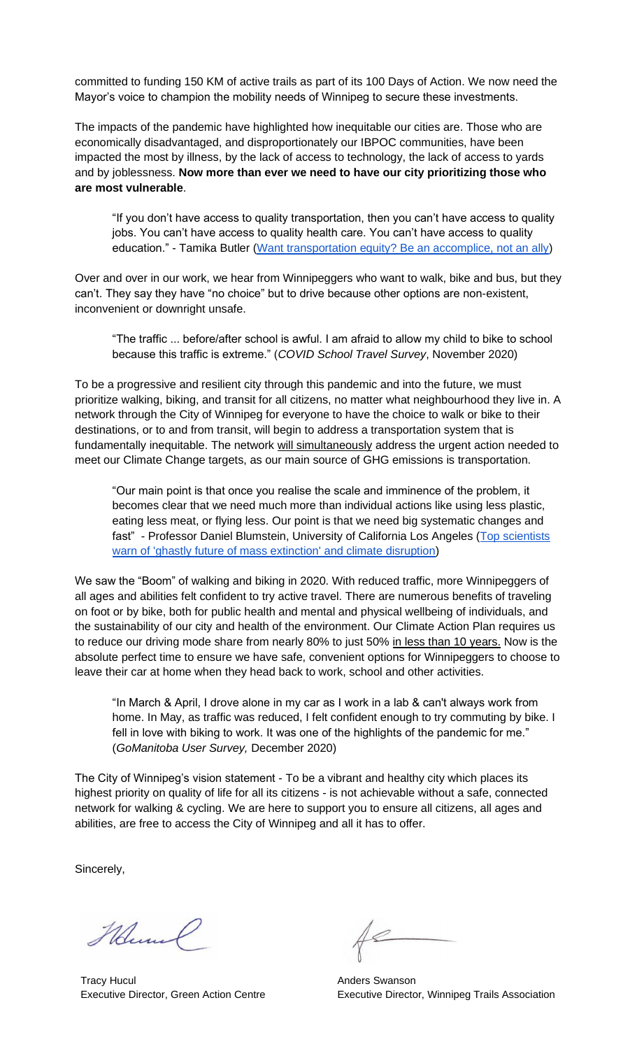committed to funding 150 KM of active trails as part of its 100 Days of Action. We now need the Mayor's voice to champion the mobility needs of Winnipeg to secure these investments.

The impacts of the pandemic have highlighted how inequitable our cities are. Those who are economically disadvantaged, and disproportionately our IBPOC communities, have been impacted the most by illness, by the lack of access to technology, the lack of access to yards and by joblessness. **Now more than ever we need to have our city prioritizing those who are most vulnerable**.

> "If you don't have access to quality transportation, then you can't have access to quality jobs. You can't have access to quality health care. You can't have access to quality education." - Tamika Butler (Want transportation equity? Be an accomplice, not an ally)

Over and over in our work, we hear from Winnipeggers who want to walk, bike and bus, but they can't. They say they have "no choice" but to drive because other options are non-existent, inconvenient or downright unsafe.

> "The traffic ... before/after school is awful. I am afraid to allow my child to bike to school because this traffic is extreme." (*COVID School Travel Survey*, November 2020)

To be a progressive and resilient city through this pandemic and into the future, we must prioritize walking, biking, and transit for all citizens, no matter what neighbourhood they live in. A network through the City of Winnipeg for everyone to have the choice to walk or bike to their destinations, or to and from transit, will begin to address a transportation system that is fundamentally inequitable. The network will simultaneously address the urgent action needed to meet our Climate Change targets, as our main source of GHG emissions is transportation.

> "Our main point is that once you realise the scale and imminence of the problem, it becomes clear that we need much more than individual actions like using less plastic, eating less meat, or flying less. Our point is that we need big systematic changes and fast" - Professor Daniel Blumstein, University of California Los Angeles (Top scientists warn of 'ghastly future of mass extinction' and climate disruption)

We saw the "Boom" of walking and biking in 2020. With reduced traffic, more Winnipeggers of all ages and abilities felt confident to try active travel. There are numerous benefits of traveling on foot or by bike, both for public health and mental and physical wellbeing of individuals, and the sustainability of our city and health of the environment. Our Climate Action Plan requires us to reduce our driving mode share from nearly 80% to just 50% in less than 10 years. Now is the absolute perfect time to ensure we have safe, convenient options for Winnipeggers to choose to leave their car at home when they head back to work, school and other activities.

> "In March & April, I drove alone in my car as I work in a lab & can't always work from home. In May, as traffic was reduced, I felt confident enough to try commuting by bike. I fell in love with biking to work. It was one of the highlights of the pandemic for me." (*GoManitoba User Survey,* December 2020)

The City of Winnipeg's vision statement - To be a vibrant and healthy city which places its highest priority on quality of life for all its citizens - is not achievable without a safe, connected network for walking & cycling. We are here to support you to ensure all citizens, all ages and abilities, are free to access the City of Winnipeg and all it has to offer.

Sincerely,

Tracy Hucul
Executive Director, Green Action Centre

Anders Swanson
Executive Director, Winnipeg Trails Association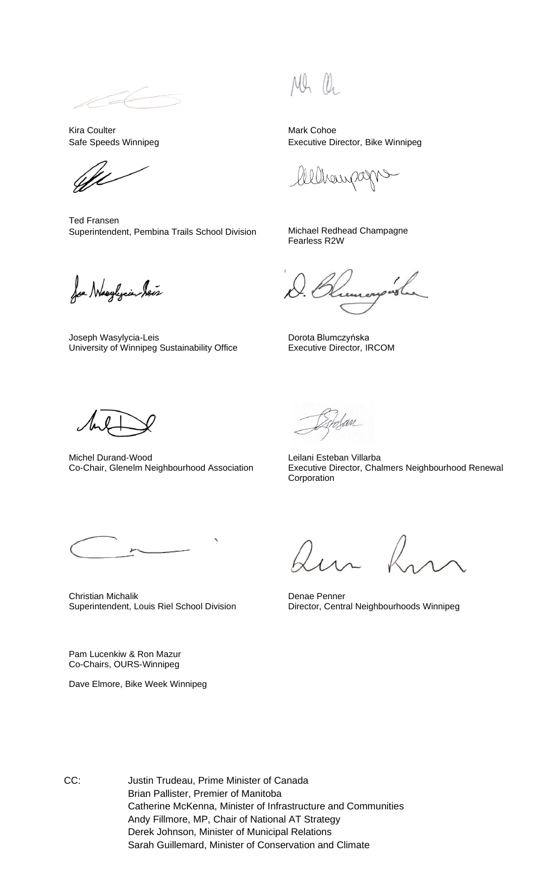Kira Coulter
Safe Speeds Winnipeg

Mark Cohoe
Executive Director, Bike Winnipeg

Ted Fransen
Superintendent, Pembina Trails School Division

Michael Redhead Champagne
Fearless R2W

Joseph Wasylycia-Leis
University of Winnipeg Sustainability Office

Dorota Blumczyńska
Executive Director, IRCOM

Michel Durand-Wood
Co-Chair, Glenelm Neighbourhood Association

Leilani Esteban Villarba
Executive Director, Chalmers Neighbourhood Renewal Corporation

Christian Michalik
Superintendent, Louis Riel School Division

Denae Penner
Director, Central Neighbourhoods Winnipeg

Pam Lucenkiw & Ron Mazur
Co-Chairs, OURS-Winnipeg

Dave Elmore, Bike Week Winnipeg

CC: Justin Trudeau, Prime Minister of Canada
Brian Pallister, Premier of Manitoba
Catherine McKenna, Minister of Infrastructure and Communities
Andy Fillmore, MP, Chair of National AT Strategy
Derek Johnson, Minister of Municipal Relations
Sarah Guillemard, Minister of Conservation and Climate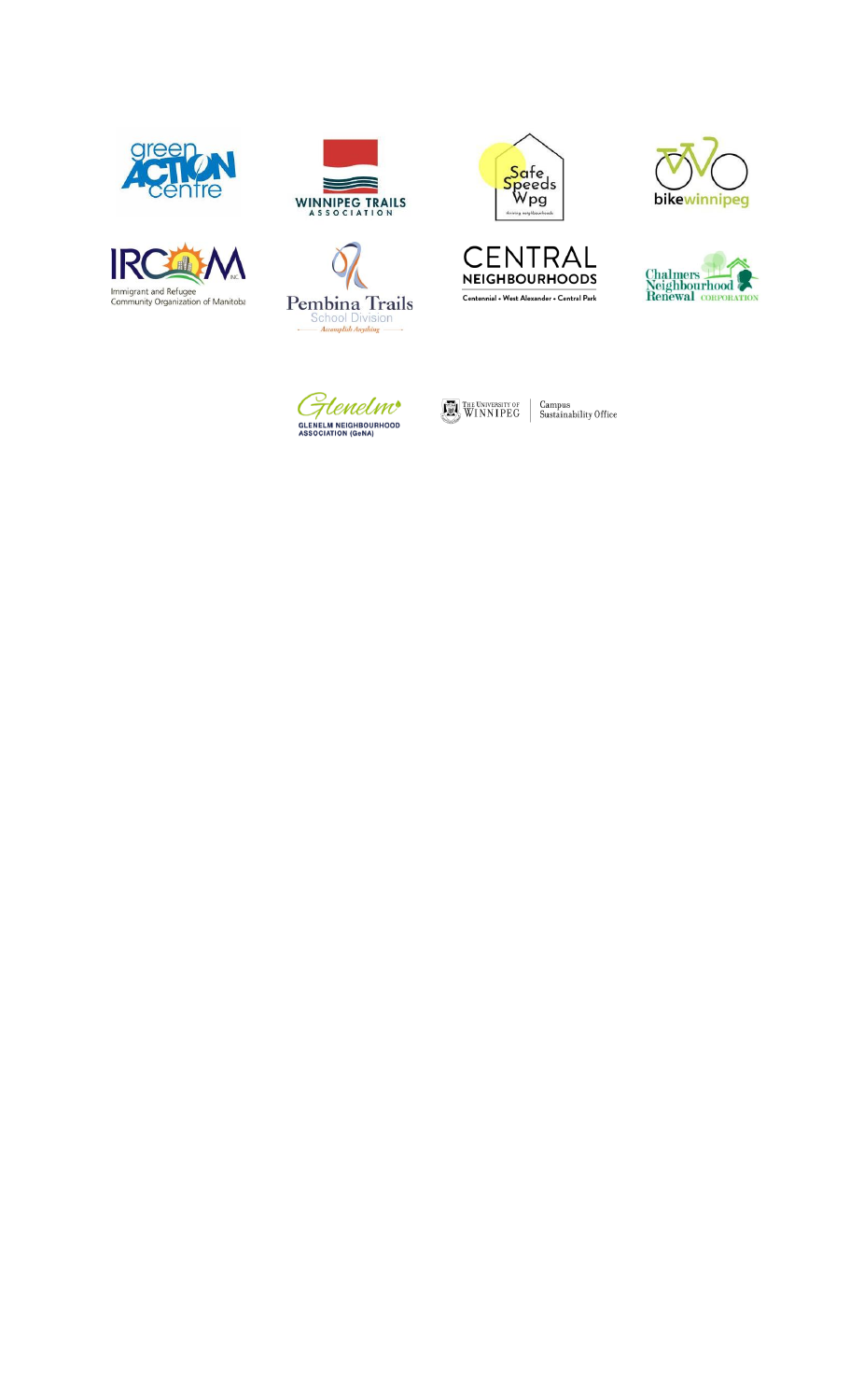green ACTION centre

WINNIPEG TRAILS ASSOCIATION

Safe Speeds Wpg

bikewinnipeg

IRCOM INC.
Immigrant and Refugee Community Organization of Manitoba

Pembina Trails School Division
Accomplish Anything

CENTRAL NEIGHBOURHOODS
Centennial • West Alexander • Central Park

Chalmers Neighbourhood Renewal CORPORATION

Glenelm
GLENELM NEIGHBOURHOOD ASSOCIATION (GeNA)

THE UNIVERSITY OF WINNIPEG | Campus Sustainability Office